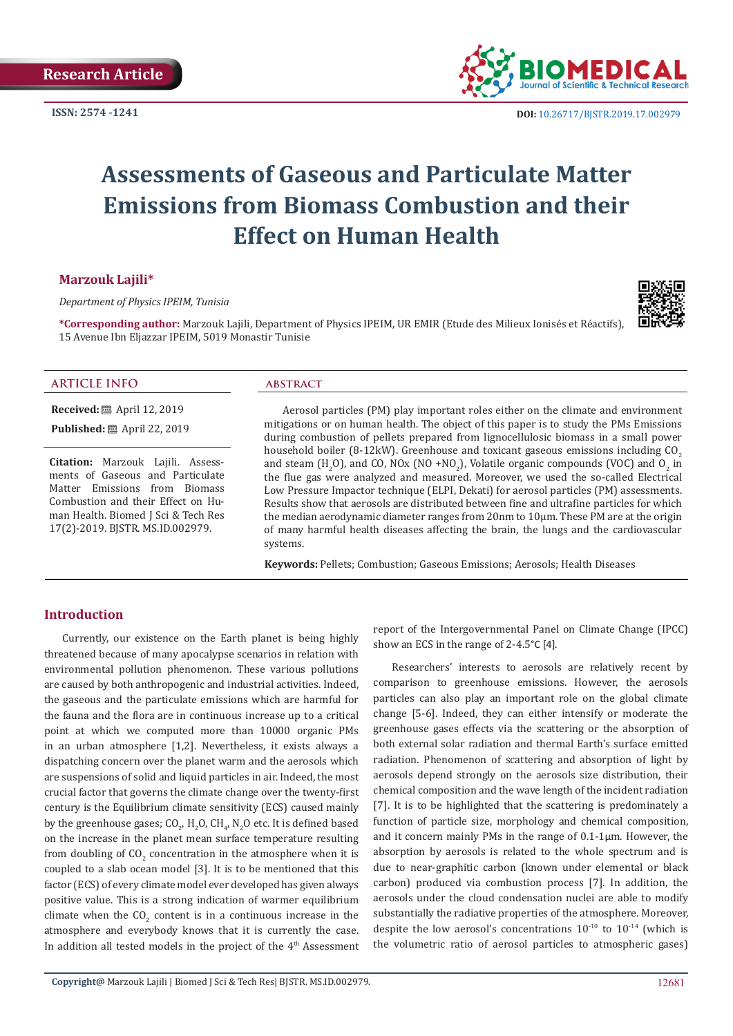Research Article

ISSN: 2574 -1241

DOI: 10.26717/BJSTR.2019.17.002979

# Assessments of Gaseous and Particulate Matter Emissions from Biomass Combustion and their Effect on Human Health

**Marzouk Lajili***

*Department of Physics IPEIM, Tunisia*

**\*Corresponding author:** Marzouk Lajili, Department of Physics IPEIM, UR EMIR (Etude des Milieux Ionisés et Réactifs), 15 Avenue Ibn Eljazzar IPEIM, 5019 Monastir Tunisie

## ARTICLE INFO

**Received:** April 12, 2019

**Published:** April 22, 2019

**Citation:** Marzouk Lajili. Assessments of Gaseous and Particulate Matter Emissions from Biomass Combustion and their Effect on Human Health. Biomed J Sci & Tech Res 17(2)-2019. BJSTR. MS.ID.002979.

## ABSTRACT

Aerosol particles (PM) play important roles either on the climate and environment mitigations or on human health. The object of this paper is to study the PMs Emissions during combustion of pellets prepared from lignocellulosic biomass in a small power household boiler (8-12kW). Greenhouse and toxicant gaseous emissions including $CO_2$ and steam ($H_2O$), and CO, NOx ($NO + NO_2$), Volatile organic compounds (VOC) and $O_2$ in the flue gas were analyzed and measured. Moreover, we used the so-called Electrical Low Pressure Impactor technique (ELPI, Dekati) for aerosol particles (PM) assessments. Results show that aerosols are distributed between fine and ultrafine particles for which the median aerodynamic diameter ranges from 20nm to 10µm. These PM are at the origin of many harmful health diseases affecting the brain, the lungs and the cardiovascular systems.

**Keywords:** Pellets; Combustion; Gaseous Emissions; Aerosols; Health Diseases

## Introduction

Currently, our existence on the Earth planet is being highly threatened because of many apocalypse scenarios in relation with environmental pollution phenomenon. These various pollutions are caused by both anthropogenic and industrial activities. Indeed, the gaseous and the particulate emissions which are harmful for the fauna and the flora are in continuous increase up to a critical point at which we computed more than 10000 organic PMs in an urban atmosphere [1,2]. Nevertheless, it exists always a dispatching concern over the planet warm and the aerosols which are suspensions of solid and liquid particles in air. Indeed, the most crucial factor that governs the climate change over the twenty-first century is the Equilibrium climate sensitivity (ECS) caused mainly by the greenhouse gases; $CO_2$, $H_2O$, $CH_4$, $N_2O$ etc. It is defined based on the increase in the planet mean surface temperature resulting from doubling of $CO_2$ concentration in the atmosphere when it is coupled to a slab ocean model [3]. It is to be mentioned that this factor (ECS) of every climate model ever developed has given always positive value. This is a strong indication of warmer equilibrium climate when the $CO_2$ content is in a continuous increase in the atmosphere and everybody knows that it is currently the case. In addition all tested models in the project of the 4th Assessment report of the Intergovernmental Panel on Climate Change (IPCC) show an ECS in the range of 2-4.5°C [4].

Researchers' interests to aerosols are relatively recent by comparison to greenhouse emissions. However, the aerosols particles can also play an important role on the global climate change [5-6]. Indeed, they can either intensify or moderate the greenhouse gases effects via the scattering or the absorption of both external solar radiation and thermal Earth's surface emitted radiation. Phenomenon of scattering and absorption of light by aerosols depend strongly on the aerosols size distribution, their chemical composition and the wave length of the incident radiation [7]. It is to be highlighted that the scattering is predominately a function of particle size, morphology and chemical composition, and it concern mainly PMs in the range of 0.1-1µm. However, the absorption by aerosols is related to the whole spectrum and is due to near-graphitic carbon (known under elemental or black carbon) produced via combustion process [7]. In addition, the aerosols under the cloud condensation nuclei are able to modify substantially the radiative properties of the atmosphere. Moreover, despite the low aerosol's concentrations $10^{-10}$ to $10^{-14}$ (which is the volumetric ratio of aerosol particles to atmospheric gases)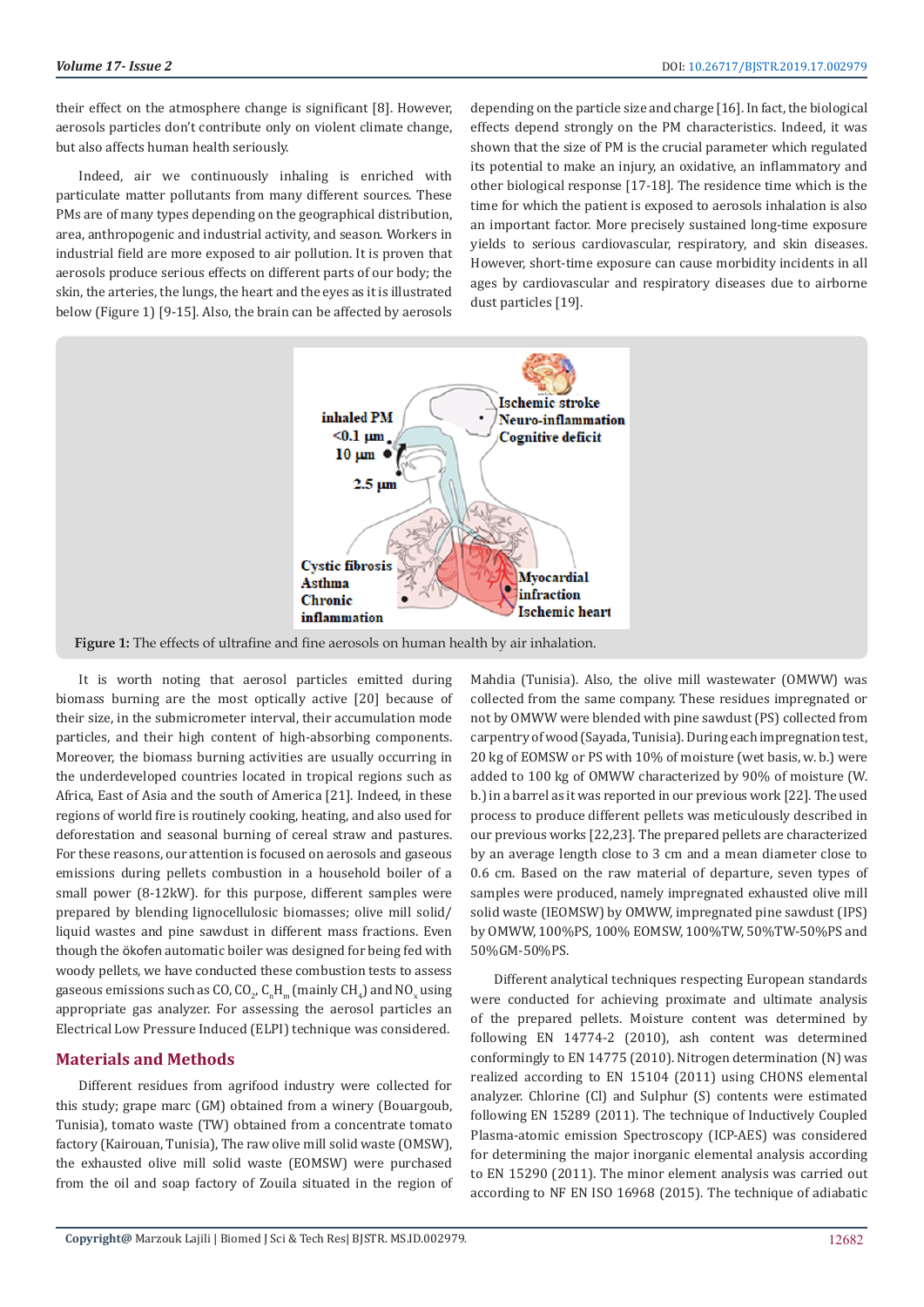their effect on the atmosphere change is significant [8]. However, aerosols particles don't contribute only on violent climate change, but also affects human health seriously.

Indeed, air we continuously inhaling is enriched with particulate matter pollutants from many different sources. These PMs are of many types depending on the geographical distribution, area, anthropogenic and industrial activity, and season. Workers in industrial field are more exposed to air pollution. It is proven that aerosols produce serious effects on different parts of our body; the skin, the arteries, the lungs, the heart and the eyes as it is illustrated below (Figure 1) [9-15]. Also, the brain can be affected by aerosols depending on the particle size and charge [16]. In fact, the biological effects depend strongly on the PM characteristics. Indeed, it was shown that the size of PM is the crucial parameter which regulated its potential to make an injury, an oxidative, an inflammatory and other biological response [17-18]. The residence time which is the time for which the patient is exposed to aerosols inhalation is also an important factor. More precisely sustained long-time exposure yields to serious cardiovascular, respiratory, and skin diseases. However, short-time exposure can cause morbidity incidents in all ages by cardiovascular and respiratory diseases due to airborne dust particles [19].

**Figure 1:** The effects of ultrafine and fine aerosols on human health by air inhalation.

It is worth noting that aerosol particles emitted during biomass burning are the most optically active [20] because of their size, in the submicrometer interval, their accumulation mode particles, and their high content of high-absorbing components. Moreover, the biomass burning activities are usually occurring in the underdeveloped countries located in tropical regions such as Africa, East of Asia and the south of America [21]. Indeed, in these regions of world fire is routinely cooking, heating, and also used for deforestation and seasonal burning of cereal straw and pastures. For these reasons, our attention is focused on aerosols and gaseous emissions during pellets combustion in a household boiler of a small power (8-12kW). for this purpose, different samples were prepared by blending lignocellulosic biomasses; olive mill solid/liquid wastes and pine sawdust in different mass fractions. Even though the ökofen automatic boiler was designed for being fed with woody pellets, we have conducted these combustion tests to assess gaseous emissions such as CO, $CO_2$, $C_nH_m$ (mainly $CH_4$) and $NO_x$ using appropriate gas analyzer. For assessing the aerosol particles an Electrical Low Pressure Induced (ELPI) technique was considered.

## Materials and Methods

Different residues from agrifood industry were collected for this study; grape marc (GM) obtained from a winery (Bouargoub, Tunisia), tomato waste (TW) obtained from a concentrate tomato factory (Kairouan, Tunisia), The raw olive mill solid waste (OMSW), the exhausted olive mill solid waste (EOMSW) were purchased from the oil and soap factory of Zouila situated in the region of Mahdia (Tunisia). Also, the olive mill wastewater (OMWW) was collected from the same company. These residues impregnated or not by OMWW were blended with pine sawdust (PS) collected from carpentry of wood (Sayada, Tunisia). During each impregnation test, 20 kg of EOMSW or PS with 10% of moisture (wet basis, w. b.) were added to 100 kg of OMWW characterized by 90% of moisture (W. b.) in a barrel as it was reported in our previous work [22]. The used process to produce different pellets was meticulously described in our previous works [22,23]. The prepared pellets are characterized by an average length close to 3 cm and a mean diameter close to 0.6 cm. Based on the raw material of departure, seven types of samples were produced, namely impregnated exhausted olive mill solid waste (IEOMSW) by OMWW, impregnated pine sawdust (IPS) by OMWW, 100%PS, 100% EOMSW, 100%TW, 50%TW-50%PS and 50%GM-50%PS.

Different analytical techniques respecting European standards were conducted for achieving proximate and ultimate analysis of the prepared pellets. Moisture content was determined by following EN 14774-2 (2010), ash content was determined conformingly to EN 14775 (2010). Nitrogen determination (N) was realized according to EN 15104 (2011) using CHONS elemental analyzer. Chlorine (Cl) and Sulphur (S) contents were estimated following EN 15289 (2011). The technique of Inductively Coupled Plasma-atomic emission Spectroscopy (ICP-AES) was considered for determining the major inorganic elemental analysis according to EN 15290 (2011). The minor element analysis was carried out according to NF EN ISO 16968 (2015). The technique of adiabatic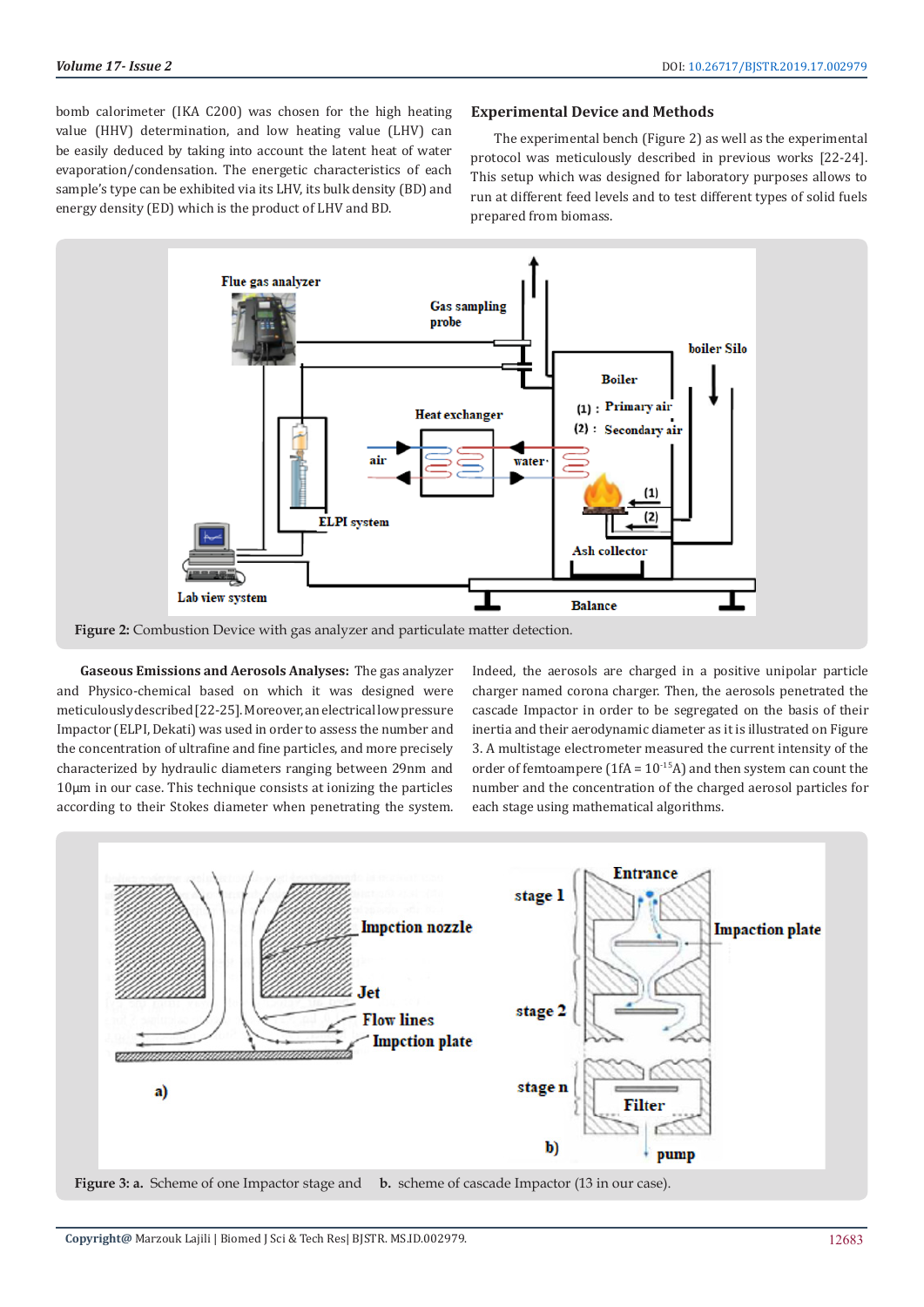bomb calorimeter (IKA C200) was chosen for the high heating value (HHV) determination, and low heating value (LHV) can be easily deduced by taking into account the latent heat of water evaporation/condensation. The energetic characteristics of each sample's type can be exhibited via its LHV, its bulk density (BD) and energy density (ED) which is the product of LHV and BD.

## Experimental Device and Methods

The experimental bench (Figure 2) as well as the experimental protocol was meticulously described in previous works [22-24]. This setup which was designed for laboratory purposes allows to run at different feed levels and to test different types of solid fuels prepared from biomass.

**Figure 2:** Combustion Device with gas analyzer and particulate matter detection.

**Gaseous Emissions and Aerosols Analyses:** The gas analyzer and Physico-chemical based on which it was designed were meticulously described [22-25]. Moreover, an electrical low pressure Impactor (ELPI, Dekati) was used in order to assess the number and the concentration of ultrafine and fine particles, and more precisely characterized by hydraulic diameters ranging between 29nm and 10µm in our case. This technique consists at ionizing the particles according to their Stokes diameter when penetrating the system. Indeed, the aerosols are charged in a positive unipolar particle charger named corona charger. Then, the aerosols penetrated the cascade Impactor in order to be segregated on the basis of their inertia and their aerodynamic diameter as it is illustrated on Figure 3. A multistage electrometer measured the current intensity of the order of femtoampere (1fA = $10^{-15}$A) and then system can count the number and the concentration of the charged aerosol particles for each stage using mathematical algorithms.

**Figure 3: a.** Scheme of one Impactor stage and **b.** scheme of cascade Impactor (13 in our case).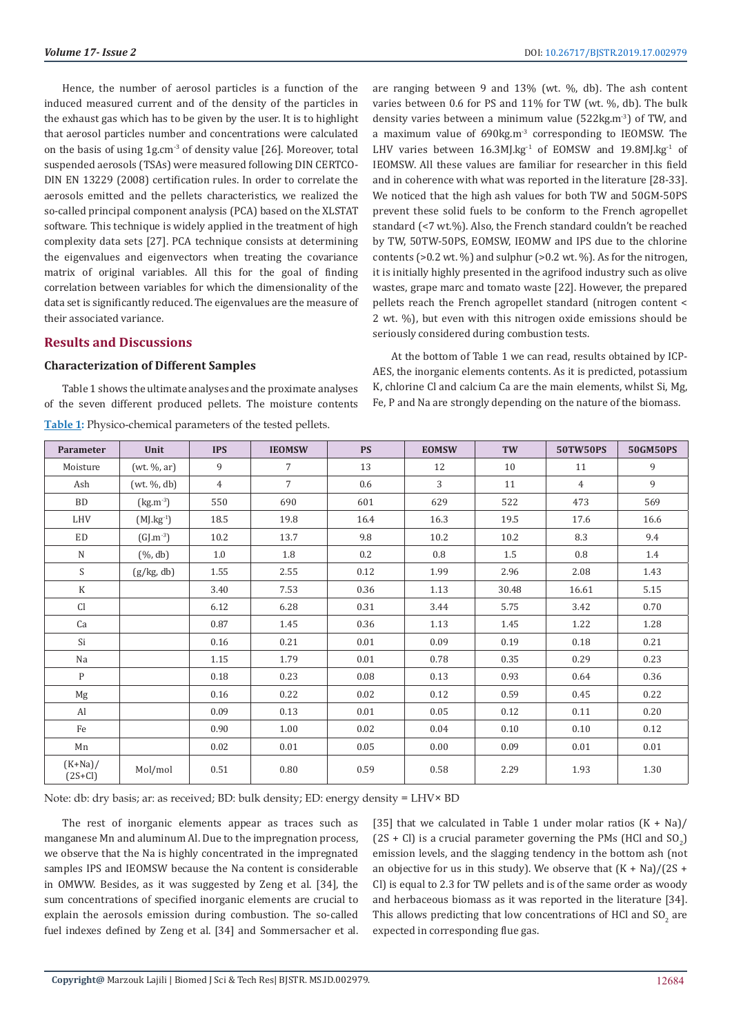Hence, the number of aerosol particles is a function of the induced measured current and of the density of the particles in the exhaust gas which has to be given by the user. It is to highlight that aerosol particles number and concentrations were calculated on the basis of using 1g.cm$^{-3}$ of density value [26]. Moreover, total suspended aerosols (TSAs) were measured following DIN CERTCO-DIN EN 13229 (2008) certification rules. In order to correlate the aerosols emitted and the pellets characteristics, we realized the so-called principal component analysis (PCA) based on the XLSTAT software. This technique is widely applied in the treatment of high complexity data sets [27]. PCA technique consists at determining the eigenvalues and eigenvectors when treating the covariance matrix of original variables. All this for the goal of finding correlation between variables for which the dimensionality of the data set is significantly reduced. The eigenvalues are the measure of their associated variance.

## Results and Discussions

### Characterization of Different Samples

Table 1 shows the ultimate analyses and the proximate analyses of the seven different produced pellets. The moisture contents are ranging between 9 and 13% (wt. %, db). The ash content varies between 0.6 for PS and 11% for TW (wt. %, db). The bulk density varies between a minimum value (522kg.m$^{-3}$) of TW, and a maximum value of 690kg.m$^{-3}$ corresponding to IEOMSW. The LHV varies between 16.3MJ.kg$^{-1}$ of EOMSW and 19.8MJ.kg$^{-1}$ of IEOMSW. All these values are familiar for researcher in this field and in coherence with what was reported in the literature [28-33]. We noticed that the high ash values for both TW and 50GM-50PS prevent these solid fuels to be conform to the French agropellet standard (<7 wt.%). Also, the French standard couldn't be reached by TW, 50TW-50PS, EOMSW, IEOMW and IPS due to the chlorine contents (>0.2 wt. %) and sulphur (>0.2 wt. %). As for the nitrogen, it is initially highly presented in the agrifood industry such as olive wastes, grape marc and tomato waste [22]. However, the prepared pellets reach the French agropellet standard (nitrogen content < 2 wt. %), but even with this nitrogen oxide emissions should be seriously considered during combustion tests.

At the bottom of Table 1 we can read, results obtained by ICP-AES, the inorganic elements contents. As it is predicted, potassium K, chlorine Cl and calcium Ca are the main elements, whilst Si, Mg, Fe, P and Na are strongly depending on the nature of the biomass.

**Table 1:** Physico-chemical parameters of the tested pellets.

| Parameter | Unit | IPS | IEOMSW | PS | EOMSW | TW | 50TW50PS | 50GM50PS |
|---|---|---|---|---|---|---|---|---|
| Moisture | (wt. %, ar) | 9 | 7 | 13 | 12 | 10 | 11 | 9 |
| Ash | (wt. %, db) | 4 | 7 | 0.6 | 3 | 11 | 4 | 9 |
| BD | (kg.m$^{-3}$) | 550 | 690 | 601 | 629 | 522 | 473 | 569 |
| LHV | (MJ.kg$^{-1}$) | 18.5 | 19.8 | 16.4 | 16.3 | 19.5 | 17.6 | 16.6 |
| ED | (GJ.m$^{-3}$) | 10.2 | 13.7 | 9.8 | 10.2 | 10.2 | 8.3 | 9.4 |
| N | (%, db) | 1.0 | 1.8 | 0.2 | 0.8 | 1.5 | 0.8 | 1.4 |
| S | (g/kg, db) | 1.55 | 2.55 | 0.12 | 1.99 | 2.96 | 2.08 | 1.43 |
| K | | 3.40 | 7.53 | 0.36 | 1.13 | 30.48 | 16.61 | 5.15 |
| Cl | | 6.12 | 6.28 | 0.31 | 3.44 | 5.75 | 3.42 | 0.70 |
| Ca | | 0.87 | 1.45 | 0.36 | 1.13 | 1.45 | 1.22 | 1.28 |
| Si | | 0.16 | 0.21 | 0.01 | 0.09 | 0.19 | 0.18 | 0.21 |
| Na | | 1.15 | 1.79 | 0.01 | 0.78 | 0.35 | 0.29 | 0.23 |
| P | | 0.18 | 0.23 | 0.08 | 0.13 | 0.93 | 0.64 | 0.36 |
| Mg | | 0.16 | 0.22 | 0.02 | 0.12 | 0.59 | 0.45 | 0.22 |
| Al | | 0.09 | 0.13 | 0.01 | 0.05 | 0.12 | 0.11 | 0.20 |
| Fe | | 0.90 | 1.00 | 0.02 | 0.04 | 0.10 | 0.10 | 0.12 |
| Mn | | 0.02 | 0.01 | 0.05 | 0.00 | 0.09 | 0.01 | 0.01 |
| (K+Na)/(2S+Cl) | Mol/mol | 0.51 | 0.80 | 0.59 | 0.58 | 2.29 | 1.93 | 1.30 |

Note: db: dry basis; ar: as received; BD: bulk density; ED: energy density = LHV× BD

The rest of inorganic elements appear as traces such as manganese Mn and aluminum Al. Due to the impregnation process, we observe that the Na is highly concentrated in the impregnated samples IPS and IEOMSW because the Na content is considerable in OMWW. Besides, as it was suggested by Zeng et al. [34], the sum concentrations of specified inorganic elements are crucial to explain the aerosols emission during combustion. The so-called fuel indexes defined by Zeng et al. [34] and Sommersacher et al. [35] that we calculated in Table 1 under molar ratios (K + Na)/(2S + Cl) is a crucial parameter governing the PMs (HCl and $SO_2$) emission levels, and the slagging tendency in the bottom ash (not an objective for us in this study). We observe that (K + Na)/(2S + Cl) is equal to 2.3 for TW pellets and is of the same order as woody and herbaceous biomass as it was reported in the literature [34]. This allows predicting that low concentrations of HCl and $SO_2$ are expected in corresponding flue gas.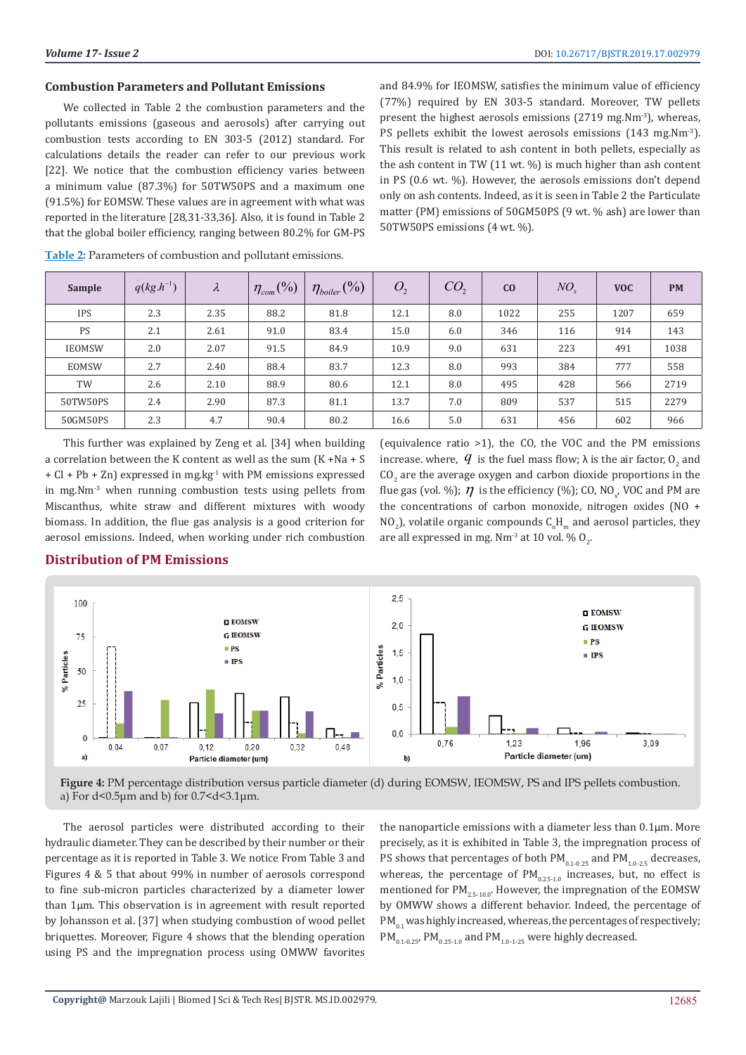### Combustion Parameters and Pollutant Emissions

We collected in Table 2 the combustion parameters and the pollutants emissions (gaseous and aerosols) after carrying out combustion tests according to EN 303-5 (2012) standard. For calculations details the reader can refer to our previous work [22]. We notice that the combustion efficiency varies between a minimum value (87.3%) for 50TW50PS and a maximum one (91.5%) for EOMSW. These values are in agreement with what was reported in the literature [28,31-33,36]. Also, it is found in Table 2 that the global boiler efficiency, ranging between 80.2% for GM-PS and 84.9% for IEOMSW, satisfies the minimum value of efficiency (77%) required by EN 303-5 standard. Moreover, TW pellets present the highest aerosols emissions (2719 mg.Nm$^{-3}$), whereas, PS pellets exhibit the lowest aerosols emissions (143 mg.Nm$^{-3}$). This result is related to ash content in both pellets, especially as the ash content in TW (11 wt. %) is much higher than ash content in PS (0.6 wt. %). However, the aerosols emissions don't depend only on ash contents. Indeed, as it is seen in Table 2 the Particulate matter (PM) emissions of 50GM50PS (9 wt. % ash) are lower than 50TW50PS emissions (4 wt. %).

Table 2: Parameters of combustion and pollutant emissions.

| Sample | $\dot{q}(kg.h^{-1})$ | $\lambda$ | $\eta_{com}(\%)$ | $\eta_{boiler}(\%)$ | $O_2$ | $CO_2$ | CO | $NO_x$ | VOC | PM |
|---|---|---|---|---|---|---|---|---|---|---|
| IPS | 2.3 | 2.35 | 88.2 | 81.8 | 12.1 | 8.0 | 1022 | 255 | 1207 | 659 |
| PS | 2.1 | 2.61 | 91.0 | 83.4 | 15.0 | 6.0 | 346 | 116 | 914 | 143 |
| IEOMSW | 2.0 | 2.07 | 91.5 | 84.9 | 10.9 | 9.0 | 631 | 223 | 491 | 1038 |
| EOMSW | 2.7 | 2.40 | 88.4 | 83.7 | 12.3 | 8.0 | 993 | 384 | 777 | 558 |
| TW | 2.6 | 2.10 | 88.9 | 80.6 | 12.1 | 8.0 | 495 | 428 | 566 | 2719 |
| 50TW50PS | 2.4 | 2.90 | 87.3 | 81.1 | 13.7 | 7.0 | 809 | 537 | 515 | 2279 |
| 50GM50PS | 2.3 | 4.7 | 90.4 | 80.2 | 16.6 | 5.0 | 631 | 456 | 602 | 966 |

This further was explained by Zeng et al. [34] when building a correlation between the K content as well as the sum (K +Na + S + Cl + Pb + Zn) expressed in mg.kg$^{-1}$ with PM emissions expressed in mg.Nm$^{-3}$ when running combustion tests using pellets from Miscanthus, white straw and different mixtures with woody biomass. In addition, the flue gas analysis is a good criterion for aerosol emissions. Indeed, when working under rich combustion (equivalence ratio >1), the CO, the VOC and the PM emissions increase. where, $q$ is the fuel mass flow; λ is the air factor, $O_2$ and $CO_2$ are the excess oxygen and carbon dioxide proportions in the flue gas (vol. %); $\eta$ is the efficiency (%); CO, $NO_x$, VOC and PM are the concentrations of carbon monoxide, nitrogen oxides ($NO + NO_2$), volatile organic compounds $C_nH_m$ and aerosol particles, they are all expressed in mg. Nm$^{-3}$ at 10 vol. % $O_2$.

### Distribution of PM Emissions

Figure 4: PM percentage distribution versus particle diameter (d) during EOMSW, IEOMSW, PS and IPS pellets combustion. a) For d<0.5µm and b) for 0.7<d<3.1µm.

The aerosol particles were distributed according to their hydraulic diameter. They can be described by their number or their percentage as it is reported in Table 3. We notice From Table 3 and Figures 4 & 5 that about 99% in number of aerosols correspond to fine sub-micron particles characterized by a diameter lower than 1µm. This observation is in agreement with result reported by Johansson et al. [37] when studying combustion of wood pellet briquettes. Moreover, Figure 4 shows that the blending operation using PS and the impregnation process using OMWW favorites the nanoparticle emissions with a diameter less than 0.1µm. More precisely, as it is exhibited in Table 3, the impregnation process of PS shows that percentages of both $PM_{0.1-0.25}$ and $PM_{1.0-2.5}$ decreases, whereas, the percentage of $PM_{0.25-1.0}$ increases, but, no effect is mentioned for $PM_{2.5-10.0}$. However, the impregnation of the EOMSW by OMWW shows a different behavior. Indeed, the percentage of $PM_{0.1}$ was highly increased, whereas, the percentages of respectively; $PM_{0.1-0.25}$, $PM_{0.25-1.0}$ and $PM_{1.0-1-25}$ were highly decreased.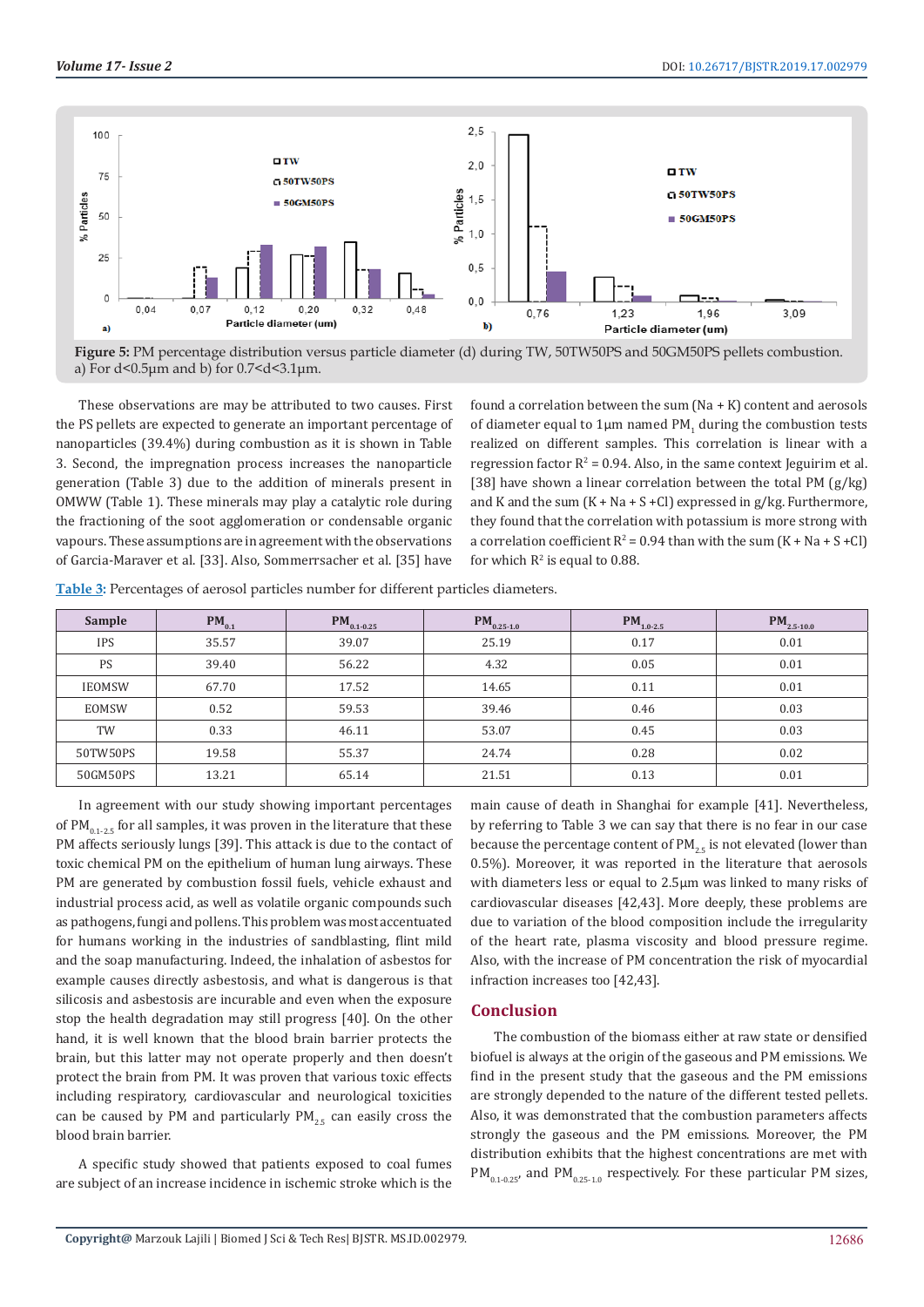**Figure 5:** PM percentage distribution versus particle diameter (d) during TW, 50TW50PS and 50GM50PS pellets combustion. a) For d<0.5µm and b) for 0.7<d<3.1µm.

These observations are may be attributed to two causes. First the PS pellets are expected to generate an important percentage of nanoparticles (39.4%) during combustion as it is shown in Table 3. Second, the impregnation process increases the nanoparticle generation (Table 3) due to the addition of minerals present in OMWW (Table 1). These minerals may play a catalytic role during the fractioning of the soot agglomeration or condensable organic vapours. These assumptions are in agreement with the observations of Garcia-Maraver et al. [33]. Also, Sommerrsacher et al. [35] have found a correlation between the sum (Na + K) content and aerosols of diameter equal to 1µm named $PM_1$ during the combustion tests realized on different samples. This correlation is linear with a regression factor $R^2$ = 0.94. Also, in the same context Jeguirim et al. [38] have shown a linear correlation between the total PM (g/kg) and K and the sum (K + Na + S +Cl) expressed in g/kg. Furthermore, they found that the correlation with potassium is more strong with a correlation coefficient $R^2$ = 0.94 than with the sum (K + Na + S +Cl) for which $R^2$ is equal to 0.88.

Table 3: Percentages of aerosol particles number for different particles diameters.

| Sample | $PM_{0.1}$ | $PM_{0.1-0.25}$ | $PM_{0.25-1.0}$ | $PM_{1.0-2.5}$ | $PM_{2.5-10.0}$ |
|---|---|---|---|---|---|
| IPS | 35.57 | 39.07 | 25.19 | 0.17 | 0.01 |
| PS | 39.40 | 56.22 | 4.32 | 0.05 | 0.01 |
| IEOMSW | 67.70 | 17.52 | 14.65 | 0.11 | 0.01 |
| EOMSW | 0.52 | 59.53 | 39.46 | 0.46 | 0.03 |
| TW | 0.33 | 46.11 | 53.07 | 0.45 | 0.03 |
| 50TW50PS | 19.58 | 55.37 | 24.74 | 0.28 | 0.02 |
| 50GM50PS | 13.21 | 65.14 | 21.51 | 0.13 | 0.01 |

In agreement with our study showing important percentages of $PM_{0.1-2.5}$ for all samples, it was proven in the literature that these PM affects seriously lungs [39]. This attack is due to the contact of toxic chemical PM on the epithelium of human lung airways. These PM are generated by combustion fossil fuels, vehicle exhaust and industrial process acid, as well as volatile organic compounds such as pathogens, fungi and pollens. This problem was most accentuated for humans working in the industries of sandblasting, flint mild and the soap manufacturing. Indeed, the inhalation of asbestos for example causes directly asbestosis, and what is dangerous is that silicosis and asbestosis are incurable and even when the exposure stop the health degradation may still progress [40]. On the other hand, it is well known that the blood brain barrier protects the brain, but this latter may not operate properly and then doesn't protect the brain from PM. It was proven that various toxic effects including respiratory, cardiovascular and neurological toxicities can be caused by PM and particularly $PM_{2.5}$ can easily cross the blood brain barrier.

A specific study showed that patients exposed to coal fumes are subject of an increase incidence in ischemic stroke which is the main cause of death in Shanghai for example [41]. Nevertheless, by referring to Table 3 we can say that there is no fear in our case because the percentage content of $PM_{2.5}$ is not elevated (lower than 0.5%). Moreover, it was reported in the literature that aerosols with diameters less or equal to 2.5µm was linked to many risks of cardiovascular diseases [42,43]. More deeply, these problems are due to variation of the blood composition include the irregularity of the heart rate, plasma viscosity and blood pressure regime. Also, with the increase of PM concentration the risk of myocardial infraction increases too [42,43].

## Conclusion

The combustion of the biomass either at raw state or densified biofuel is always at the origin of the gaseous and PM emissions. We find in the present study that the gaseous and the PM emissions are strongly depended to the nature of the different tested pellets. Also, it was demonstrated that the combustion parameters affects strongly the gaseous and the PM emissions. Moreover, the PM distribution exhibits that the highest concentrations are met with $PM_{0.1-0.25}$, and $PM_{0.25-1.0}$ respectively. For these particular PM sizes,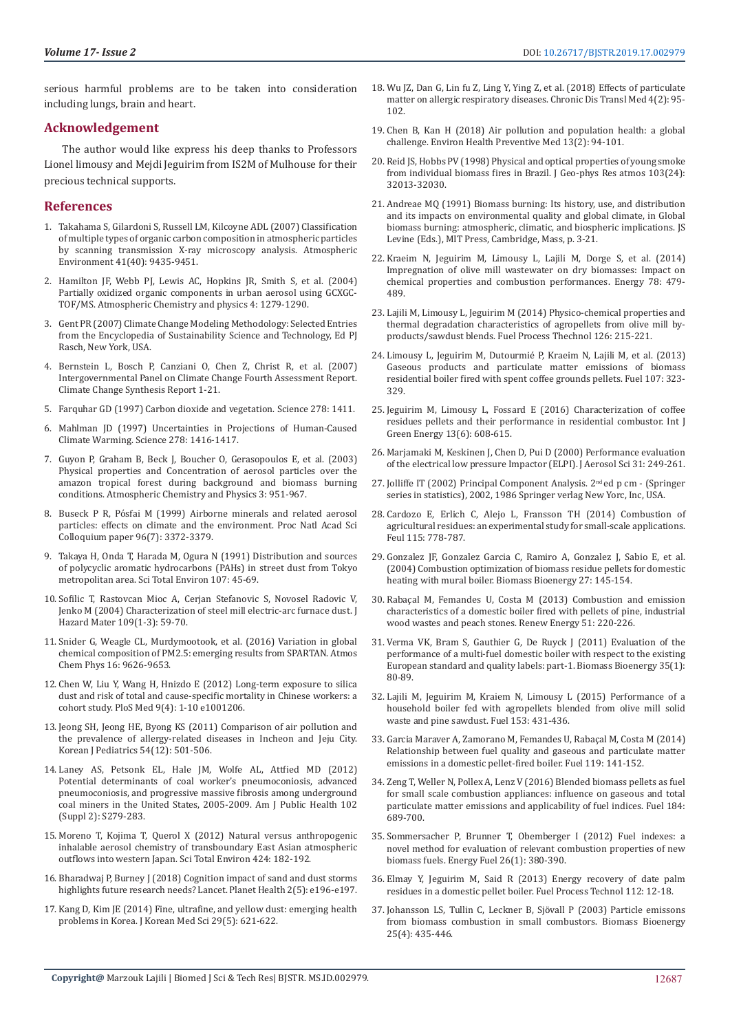serious harmful problems are to be taken into consideration including lungs, brain and heart.

## Acknowledgement

The author would like express his deep thanks to Professors Lionel limousy and Mejdi Jeguirim from IS2M of Mulhouse for their precious technical supports.

## References

1. Takahama S, Gilardoni S, Russell LM, Kilcoyne ADL (2007) Classification of multiple types of organic carbon composition in atmospheric particles by scanning transmission X-ray microscopy analysis. Atmospheric Environment 41(40): 9435-9451.
2. Hamilton JF, Webb PJ, Lewis AC, Hopkins JR, Smith S, et al. (2004) Partially oxidized organic components in urban aerosol using GCXGC-TOF/MS. Atmospheric Chemistry and physics 4: 1279-1290.
3. Gent PR (2007) Climate Change Modeling Methodology: Selected Entries from the Encyclopedia of Sustainability Science and Technology, Ed PJ Rasch, New York, USA.
4. Bernstein L, Bosch P, Canziani O, Chen Z, Christ R, et al. (2007) Intergovernmental Panel on Climate Change Fourth Assessment Report. Climate Change Synthesis Report 1-21.
5. Farquhar GD (1997) Carbon dioxide and vegetation. Science 278: 1411.
6. Mahlman JD (1997) Uncertainties in Projections of Human-Caused Climate Warming. Science 278: 1416-1417.
7. Guyon P, Graham B, Beck J, Boucher O, Gerasopoulos E, et al. (2003) Physical properties and Concentration of aerosol particles over the amazon tropical forest during background and biomass burning conditions. Atmospheric Chemistry and Physics 3: 951-967.
8. Buseck P R, Pósfai M (1999) Airborne minerals and related aerosol particles: effects on climate and the environment. Proc Natl Acad Sci Colloquium paper 96(7): 3372-3379.
9. Takaya H, Onda T, Harada M, Ogura N (1991) Distribution and sources of polycyclic aromatic hydrocarbons (PAHs) in street dust from Tokyo metropolitan area. Sci Total Environ 107: 45-69.
10. Sofilic T, Rastovcan Mioc A, Cerjan Stefanovic S, Novosel Radovic V, Jenko M (2004) Characterization of steel mill electric-arc furnace dust. J Hazard Mater 109(1-3): 59-70.
11. Snider G, Weagle CL, Murdymootook, et al. (2016) Variation in global chemical composition of PM2.5: emerging results from SPARTAN. Atmos Chem Phys 16: 9626-9653.
12. Chen W, Liu Y, Wang H, Hnizdo E (2012) Long-term exposure to silica dust and risk of total and cause-specific mortality in Chinese workers: a cohort study. PloS Med 9(4): 1-10 e1001206.
13. Jeong SH, Jeong HE, Byong KS (2011) Comparison of air pollution and the prevalence of allergy-related diseases in Incheon and Jeju City. Korean J Pediatrics 54(12): 501-506.
14. Laney AS, Petsonk EL, Hale JM, Wolfe AL, Attfied MD (2012) Potential determinants of coal worker's pneumoconiosis, advanced pneumoconiosis, and progressive massive fibrosis among underground coal miners in the United States, 2005-2009. Am J Public Health 102 (Suppl 2): S279-283.
15. Moreno T, Kojima T, Querol X (2012) Natural versus anthropogenic inhalable aerosol chemistry of transboundary East Asian atmospheric outflows into western Japan. Sci Total Environ 424: 182-192.
16. Bharadwaj P, Burney J (2018) Cognition impact of sand and dust storms highlights future research needs? Lancet. Planet Health 2(5): e196-e197.
17. Kang D, Kim JE (2014) Fine, ultrafine, and yellow dust: emerging health problems in Korea. J Korean Med Sci 29(5): 621-622.
18. Wu JZ, Dan G, Lin fu Z, Ling Y, Ying Z, et al. (2018) Effects of particulate matter on allergic respiratory diseases. Chronic Dis Transl Med 4(2): 95-102.
19. Chen B, Kan H (2018) Air pollution and population health: a global challenge. Environ Health Preventive Med 13(2): 94-101.
20. Reid JS, Hobbs PV (1998) Physical and optical properties of young smoke from individual biomass fires in Brazil. J Geo-phys Res atmos 103(24): 32013-32030.
21. Andreae MQ (1991) Biomass burning: Its history, use, and distribution and its impacts on environmental quality and global climate, in Global biomass burning: atmospheric, climatic, and biospheric implications. JS Levine (Eds.), MIT Press, Cambridge, Mass, p. 3-21.
22. Kraeim N, Jeguirim M, Limousy L, Lajili M, Dorge S, et al. (2014) Impregnation of olive mill wastewater on dry biomasses: Impact on chemical properties and combustion performances. Energy 78: 479-489.
23. Lajili M, Limousy L, Jeguirim M (2014) Physico-chemical properties and thermal degradation characteristics of agropellets from olive mill by-products/sawdust blends. Fuel Process Thechnol 126: 215-221.
24. Limousy L, Jeguirim M, Dutourmié P, Kraeim N, Lajili M, et al. (2013) Gaseous products and particulate matter emissions of biomass residential boiler fired with spent coffee grounds pellets. Fuel 107: 323-329.
25. Jeguirim M, Limousy L, Fossard E (2016) Characterization of coffee residues pellets and their performance in residential combustor. Int J Green Energy 13(6): 608-615.
26. Marjamaki M, Keskinen J, Chen D, Pui D (2000) Performance evaluation of the electrical low pressure Impactor (ELPI). J Aerosol Sci 31: 249-261.
27. Jolliffe IT (2002) Principal Component Analysis. 2nd ed p cm - (Springer series in statistics), 2002, 1986 Springer verlag New Yorc, Inc, USA.
28. Cardozo E, Erlich C, Alejo L, Fransson TH (2014) Combustion of agricultural residues: an experimental study for small-scale applications. Feul 115: 778-787.
29. Gonzalez JF, Gonzalez Garcia C, Ramiro A, Gonzalez J, Sabio E, et al. (2004) Combustion optimization of biomass residue pellets for domestic heating with mural boiler. Biomass Bioenergy 27: 145-154.
30. Rabaçal M, Femandes U, Costa M (2013) Combustion and emission characteristics of a domestic boiler fired with pellets of pine, industrial wood wastes and peach stones. Renew Energy 51: 220-226.
31. Verma VK, Bram S, Gauthier G, De Ruyck J (2011) Evaluation of the performance of a multi-fuel domestic boiler with respect to the existing European standard and quality labels: part-1. Biomass Bioenergy 35(1): 80-89.
32. Lajili M, Jeguirim M, Kraiem N, Limousy L (2015) Performance of a household boiler fed with agropellets blended from olive mill solid waste and pine sawdust. Fuel 153: 431-436.
33. Garcia Maraver A, Zamorano M, Femandes U, Rabaçal M, Costa M (2014) Relationship between fuel quality and gaseous and particulate matter emissions in a domestic pellet-fired boiler. Fuel 119: 141-152.
34. Zeng T, Weller N, Pollex A, Lenz V (2016) Blended biomass pellets as fuel for small scale combustion appliances: influence on gaseous and total particulate matter emissions and applicability of fuel indices. Fuel 184: 689-700.
35. Sommersacher P, Brunner T, Obemberger I (2012) Fuel indexes: a novel method for evaluation of relevant combustion properties of new biomass fuels. Energy Fuel 26(1): 380-390.
36. Elmay Y, Jeguirim M, Said R (2013) Energy recovery of date palm residues in a domestic pellet boiler. Fuel Process Technol 112: 12-18.
37. Johansson LS, Tullin C, Leckner B, Sjövall P (2003) Particle emissons from biomass combustion in small combustors. Biomass Bioenergy 25(4): 435-446.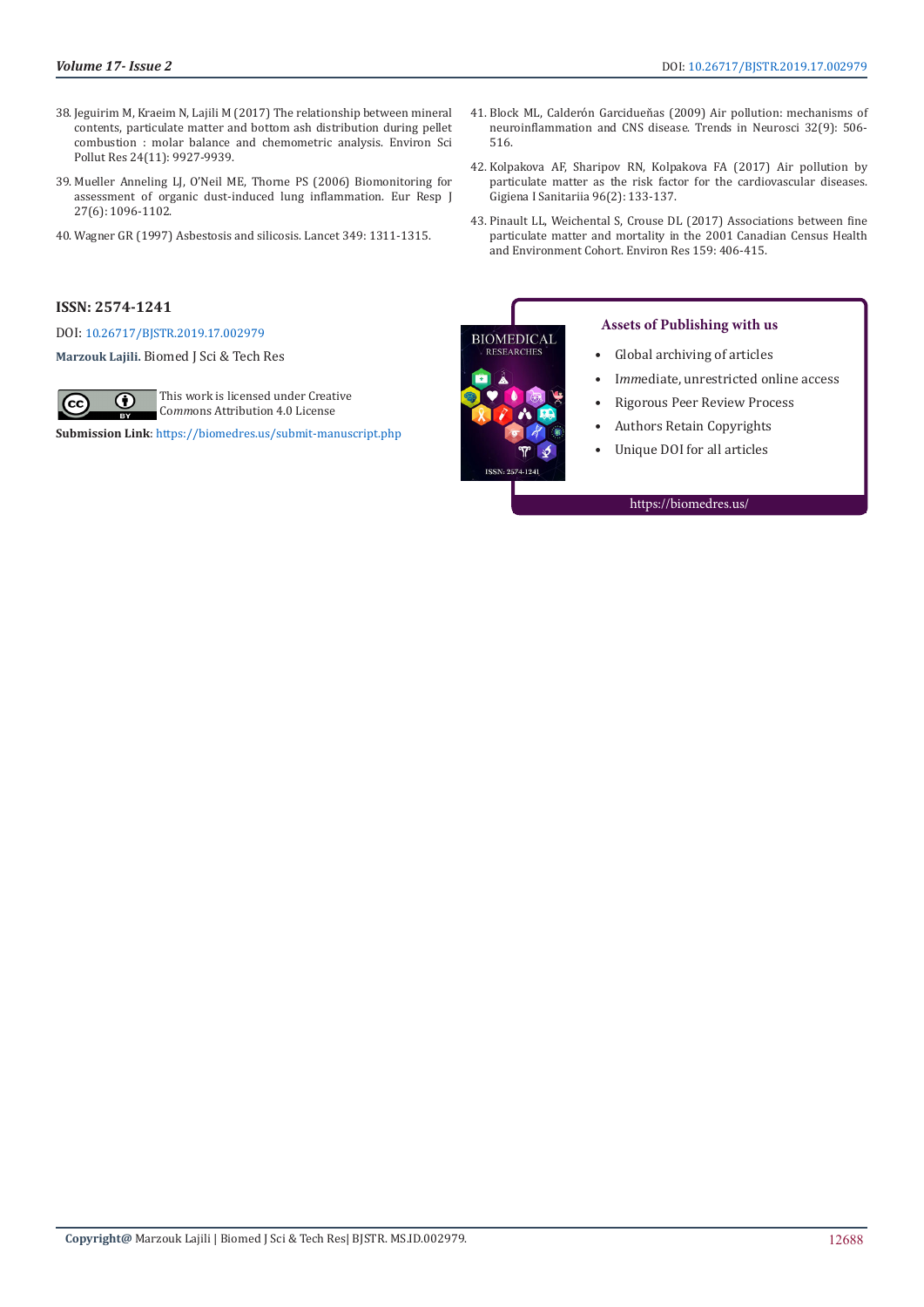38. Jeguirim M, Kraeim N, Lajili M (2017) The relationship between mineral contents, particulate matter and bottom ash distribution during pellet combustion : molar balance and chemometric analysis. Environ Sci Pollut Res 24(11): 9927-9939.
39. Mueller Anneling LJ, O'Neil ME, Thorne PS (2006) Biomonitoring for assessment of organic dust-induced lung inflammation. Eur Resp J 27(6): 1096-1102.
40. Wagner GR (1997) Asbestosis and silicosis. Lancet 349: 1311-1315.
41. Block ML, Calderón Garcidueñas (2009) Air pollution: mechanisms of neuroinflammation and CNS disease. Trends in Neurosci 32(9): 506-516.
42. Kolpakova AF, Sharipov RN, Kolpakova FA (2017) Air pollution by particulate matter as the risk factor for the cardiovascular diseases. Gigiena I Sanitariia 96(2): 133-137.
43. Pinault LL, Weichental S, Crouse DL (2017) Associations between fine particulate matter and mortality in the 2001 Canadian Census Health and Environment Cohort. Environ Res 159: 406-415.

**ISSN: 2574-1241**

DOI: 10.26717/BJSTR.2019.17.002979

**Marzouk Lajili**. Biomed J Sci & Tech Res

This work is licensed under Creative Commons Attribution 4.0 License

**Submission Link**: https://biomedres.us/submit-manuscript.php

**Assets of Publishing with us**

- Global archiving of articles
- Immediate, unrestricted online access
- Rigorous Peer Review Process
- Authors Retain Copyrights
- Unique DOI for all articles

https://biomedres.us/